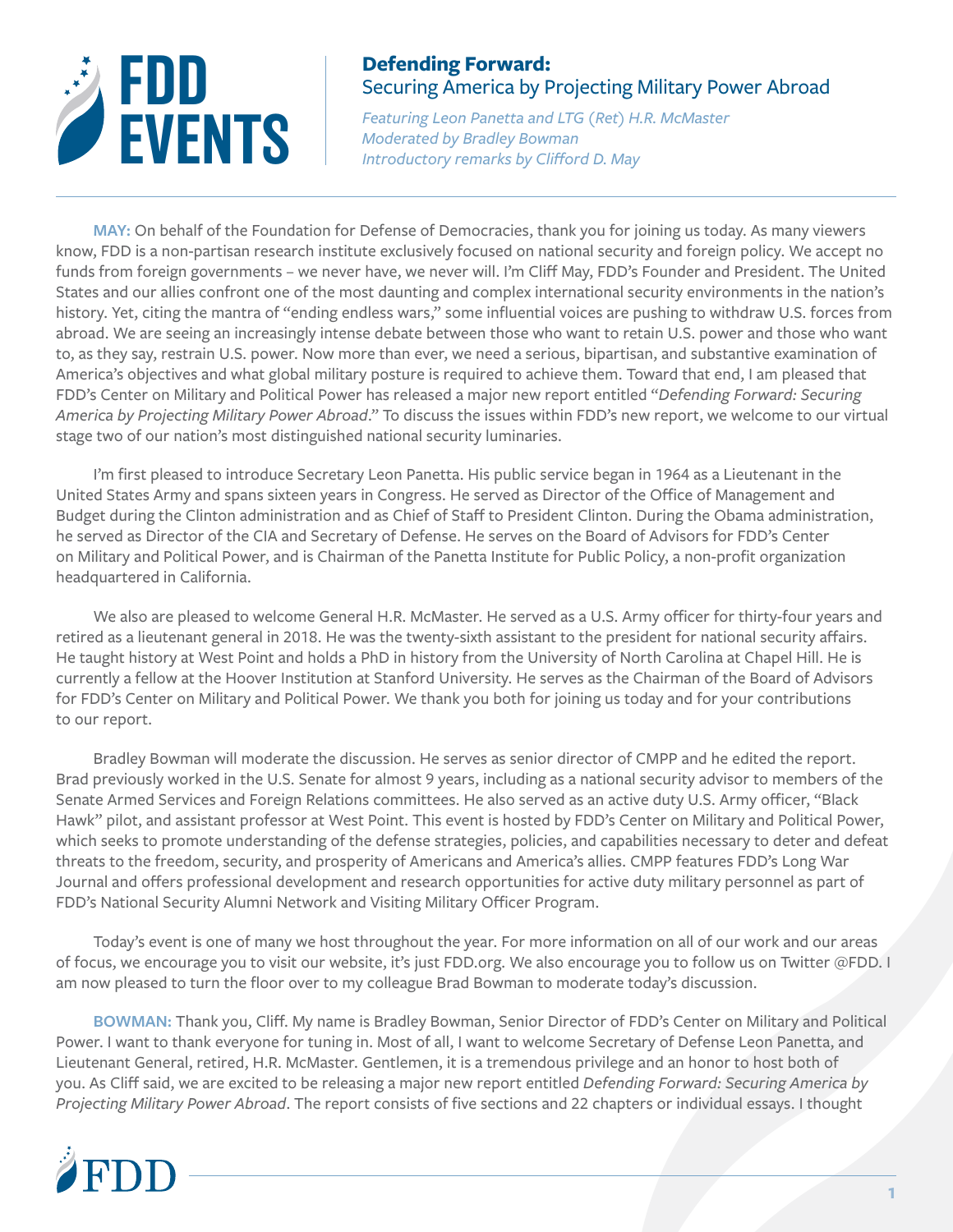# Defending Forward:
## Securing America by Projecting Military Power Abroad

*Featuring Leon Panetta and LTG (Ret) H.R. McMaster*
*Moderated by Bradley Bowman*
*Introductory remarks by Clifford D. May*

---

**MAY:** On behalf of the Foundation for Defense of Democracies, thank you for joining us today. As many viewers know, FDD is a non-partisan research institute exclusively focused on national security and foreign policy. We accept no funds from foreign governments – we never have, we never will. I'm Cliff May, FDD's Founder and President. The United States and our allies confront one of the most daunting and complex international security environments in the nation's history. Yet, citing the mantra of "ending endless wars," some influential voices are pushing to withdraw U.S. forces from abroad. We are seeing an increasingly intense debate between those who want to retain U.S. power and those who want to, as they say, restrain U.S. power. Now more than ever, we need a serious, bipartisan, and substantive examination of America's objectives and what global military posture is required to achieve them. Toward that end, I am pleased that FDD's Center on Military and Political Power has released a major new report entitled "*Defending Forward: Securing America by Projecting Military Power Abroad*." To discuss the issues within FDD's new report, we welcome to our virtual stage two of our nation's most distinguished national security luminaries.

I'm first pleased to introduce Secretary Leon Panetta. His public service began in 1964 as a Lieutenant in the United States Army and spans sixteen years in Congress. He served as Director of the Office of Management and Budget during the Clinton administration and as Chief of Staff to President Clinton. During the Obama administration, he served as Director of the CIA and Secretary of Defense. He serves on the Board of Advisors for FDD's Center on Military and Political Power, and is Chairman of the Panetta Institute for Public Policy, a non-profit organization headquartered in California.

We also are pleased to welcome General H.R. McMaster. He served as a U.S. Army officer for thirty-four years and retired as a lieutenant general in 2018. He was the twenty-sixth assistant to the president for national security affairs. He taught history at West Point and holds a PhD in history from the University of North Carolina at Chapel Hill. He is currently a fellow at the Hoover Institution at Stanford University. He serves as the Chairman of the Board of Advisors for FDD's Center on Military and Political Power. We thank you both for joining us today and for your contributions to our report.

Bradley Bowman will moderate the discussion. He serves as senior director of CMPP and he edited the report. Brad previously worked in the U.S. Senate for almost 9 years, including as a national security advisor to members of the Senate Armed Services and Foreign Relations committees. He also served as an active duty U.S. Army officer, "Black Hawk" pilot, and assistant professor at West Point. This event is hosted by FDD's Center on Military and Political Power, which seeks to promote understanding of the defense strategies, policies, and capabilities necessary to deter and defeat threats to the freedom, security, and prosperity of Americans and America's allies. CMPP features FDD's Long War Journal and offers professional development and research opportunities for active duty military personnel as part of FDD's National Security Alumni Network and Visiting Military Officer Program.

Today's event is one of many we host throughout the year. For more information on all of our work and our areas of focus, we encourage you to visit our website, it's just FDD.org. We also encourage you to follow us on Twitter @FDD. I am now pleased to turn the floor over to my colleague Brad Bowman to moderate today's discussion.

**BOWMAN:** Thank you, Cliff. My name is Bradley Bowman, Senior Director of FDD's Center on Military and Political Power. I want to thank everyone for tuning in. Most of all, I want to welcome Secretary of Defense Leon Panetta, and Lieutenant General, retired, H.R. McMaster. Gentlemen, it is a tremendous privilege and an honor to host both of you. As Cliff said, we are excited to be releasing a major new report entitled *Defending Forward: Securing America by Projecting Military Power Abroad*. The report consists of five sections and 22 chapters or individual essays. I thought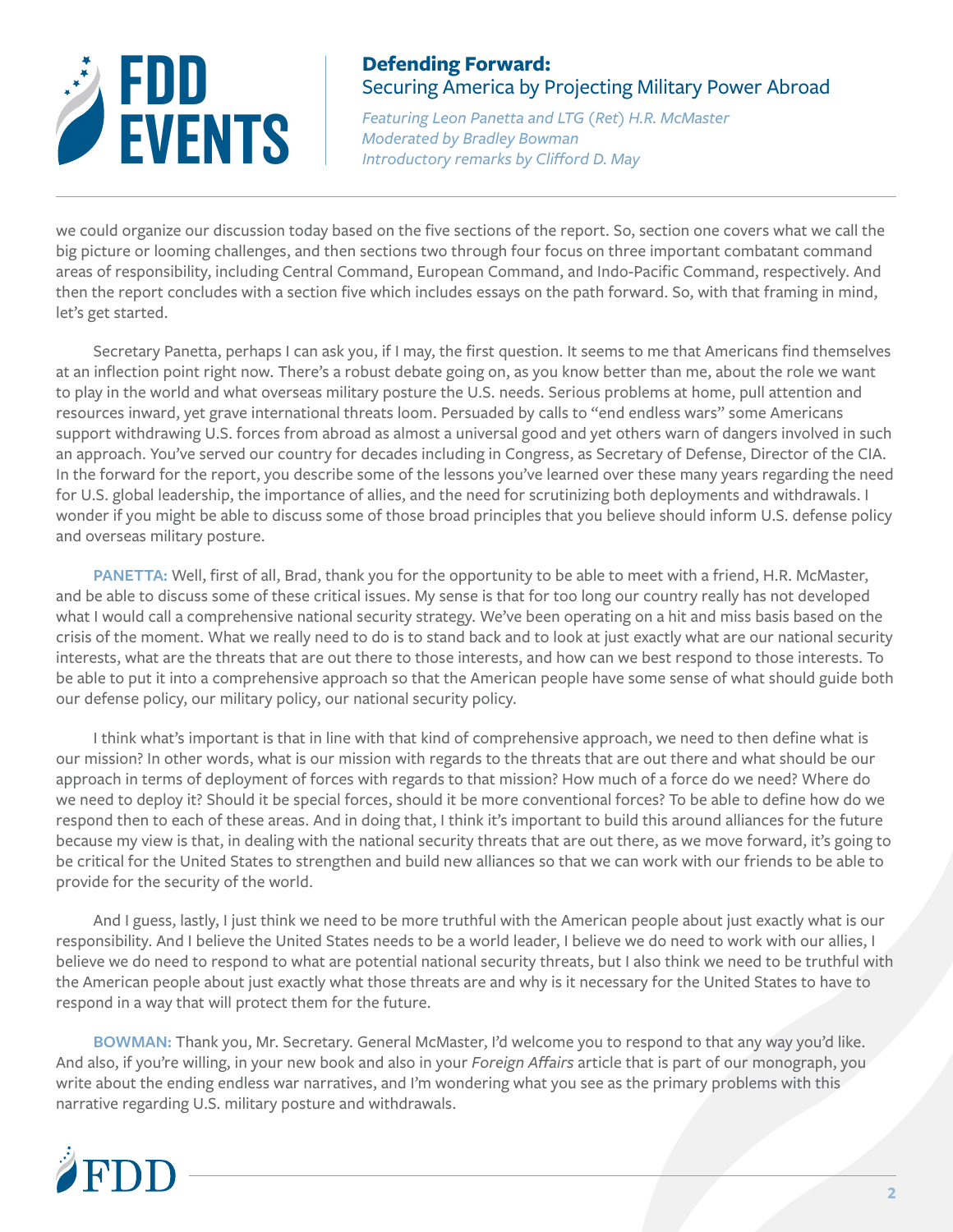we could organize our discussion today based on the five sections of the report. So, section one covers what we call the big picture or looming challenges, and then sections two through four focus on three important combatant command areas of responsibility, including Central Command, European Command, and Indo-Pacific Command, respectively. And then the report concludes with a section five which includes essays on the path forward. So, with that framing in mind, let's get started.

Secretary Panetta, perhaps I can ask you, if I may, the first question. It seems to me that Americans find themselves at an inflection point right now. There's a robust debate going on, as you know better than me, about the role we want to play in the world and what overseas military posture the U.S. needs. Serious problems at home, pull attention and resources inward, yet grave international threats loom. Persuaded by calls to "end endless wars" some Americans support withdrawing U.S. forces from abroad as almost a universal good and yet others warn of dangers involved in such an approach. You've served our country for decades including in Congress, as Secretary of Defense, Director of the CIA. In the forward for the report, you describe some of the lessons you've learned over these many years regarding the need for U.S. global leadership, the importance of allies, and the need for scrutinizing both deployments and withdrawals. I wonder if you might be able to discuss some of those broad principles that you believe should inform U.S. defense policy and overseas military posture.

**PANETTA:** Well, first of all, Brad, thank you for the opportunity to be able to meet with a friend, H.R. McMaster, and be able to discuss some of these critical issues. My sense is that for too long our country really has not developed what I would call a comprehensive national security strategy. We've been operating on a hit and miss basis based on the crisis of the moment. What we really need to do is to stand back and to look at just exactly what are our national security interests, what are the threats that are out there to those interests, and how can we best respond to those interests. To be able to put it into a comprehensive approach so that the American people have some sense of what should guide both our defense policy, our military policy, our national security policy.

I think what's important is that in line with that kind of comprehensive approach, we need to then define what is our mission? In other words, what is our mission with regards to the threats that are out there and what should be our approach in terms of deployment of forces with regards to that mission? How much of a force do we need? Where do we need to deploy it? Should it be special forces, should it be more conventional forces? To be able to define how do we respond then to each of these areas. And in doing that, I think it's important to build this around alliances for the future because my view is that, in dealing with the national security threats that are out there, as we move forward, it's going to be critical for the United States to strengthen and build new alliances so that we can work with our friends to be able to provide for the security of the world.

And I guess, lastly, I just think we need to be more truthful with the American people about just exactly what is our responsibility. And I believe the United States needs to be a world leader, I believe we do need to work with our allies, I believe we do need to respond to what are potential national security threats, but I also think we need to be truthful with the American people about just exactly what those threats are and why is it necessary for the United States to have to respond in a way that will protect them for the future.

**BOWMAN:** Thank you, Mr. Secretary. General McMaster, I'd welcome you to respond to that any way you'd like. And also, if you're willing, in your new book and also in your *Foreign Affairs* article that is part of our monograph, you write about the ending endless war narratives, and I'm wondering what you see as the primary problems with this narrative regarding U.S. military posture and withdrawals.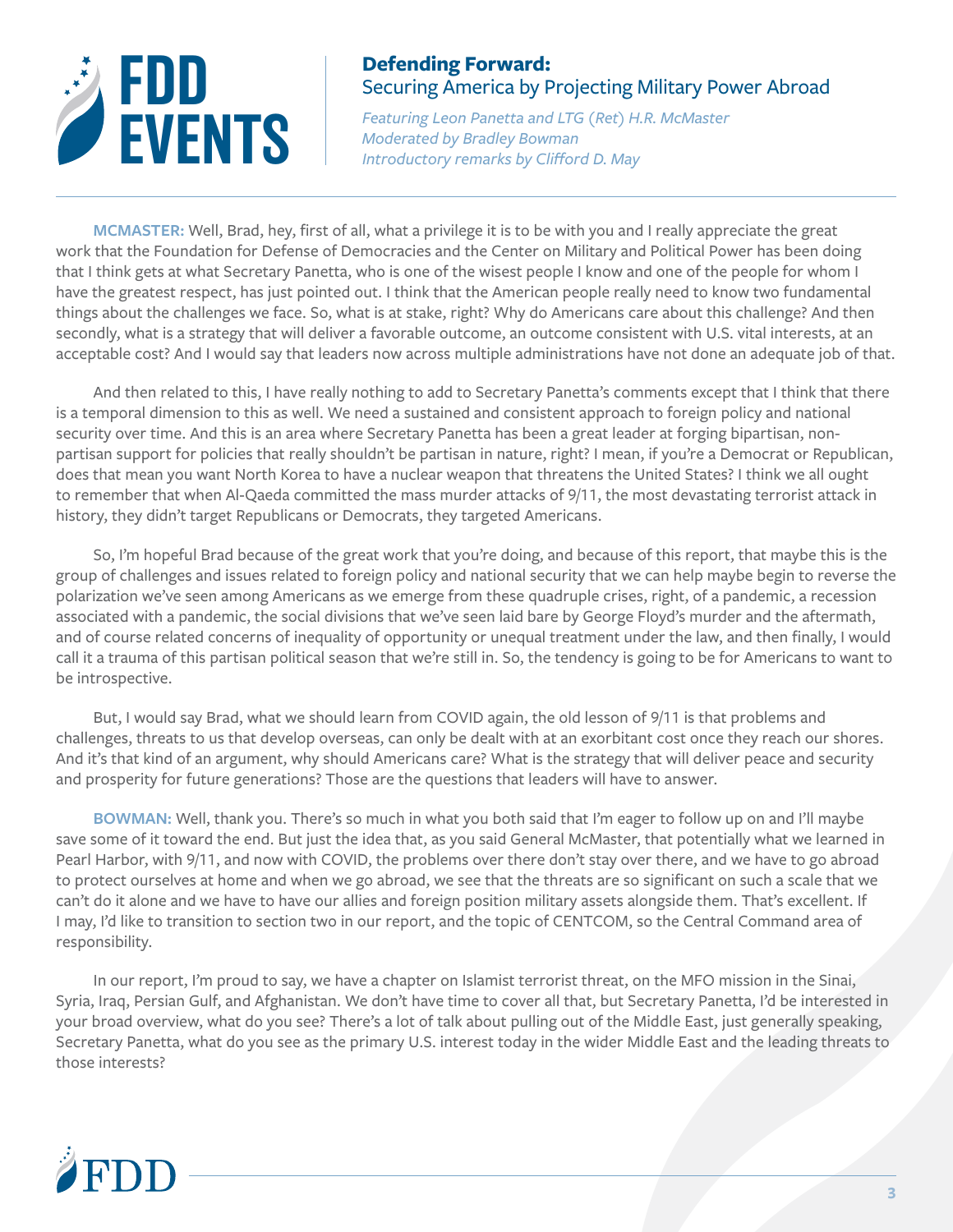**MCMASTER:** Well, Brad, hey, first of all, what a privilege it is to be with you and I really appreciate the great work that the Foundation for Defense of Democracies and the Center on Military and Political Power has been doing that I think gets at what Secretary Panetta, who is one of the wisest people I know and one of the people for whom I have the greatest respect, has just pointed out. I think that the American people really need to know two fundamental things about the challenges we face. So, what is at stake, right? Why do Americans care about this challenge? And then secondly, what is a strategy that will deliver a favorable outcome, an outcome consistent with U.S. vital interests, at an acceptable cost? And I would say that leaders now across multiple administrations have not done an adequate job of that.

And then related to this, I have really nothing to add to Secretary Panetta's comments except that I think that there is a temporal dimension to this as well. We need a sustained and consistent approach to foreign policy and national security over time. And this is an area where Secretary Panetta has been a great leader at forging bipartisan, non-partisan support for policies that really shouldn't be partisan in nature, right? I mean, if you're a Democrat or Republican, does that mean you want North Korea to have a nuclear weapon that threatens the United States? I think we all ought to remember that when Al-Qaeda committed the mass murder attacks of 9/11, the most devastating terrorist attack in history, they didn't target Republicans or Democrats, they targeted Americans.

So, I'm hopeful Brad because of the great work that you're doing, and because of this report, that maybe this is the group of challenges and issues related to foreign policy and national security that we can help maybe begin to reverse the polarization we've seen among Americans as we emerge from these quadruple crises, right, of a pandemic, a recession associated with a pandemic, the social divisions that we've seen laid bare by George Floyd's murder and the aftermath, and of course related concerns of inequality of opportunity or unequal treatment under the law, and then finally, I would call it a trauma of this partisan political season that we're still in. So, the tendency is going to be for Americans to want to be introspective.

But, I would say Brad, what we should learn from COVID again, the old lesson of 9/11 is that problems and challenges, threats to us that develop overseas, can only be dealt with at an exorbitant cost once they reach our shores. And it's that kind of an argument, why should Americans care? What is the strategy that will deliver peace and security and prosperity for future generations? Those are the questions that leaders will have to answer.

**BOWMAN:** Well, thank you. There's so much in what you both said that I'm eager to follow up on and I'll maybe save some of it toward the end. But just the idea that, as you said General McMaster, that potentially what we learned in Pearl Harbor, with 9/11, and now with COVID, the problems over there don't stay over there, and we have to go abroad to protect ourselves at home and when we go abroad, we see that the threats are so significant on such a scale that we can't do it alone and we have to have our allies and foreign position military assets alongside them. That's excellent. If I may, I'd like to transition to section two in our report, and the topic of CENTCOM, so the Central Command area of responsibility.

In our report, I'm proud to say, we have a chapter on Islamist terrorist threat, on the MFO mission in the Sinai, Syria, Iraq, Persian Gulf, and Afghanistan. We don't have time to cover all that, but Secretary Panetta, I'd be interested in your broad overview, what do you see? There's a lot of talk about pulling out of the Middle East, just generally speaking, Secretary Panetta, what do you see as the primary U.S. interest today in the wider Middle East and the leading threats to those interests?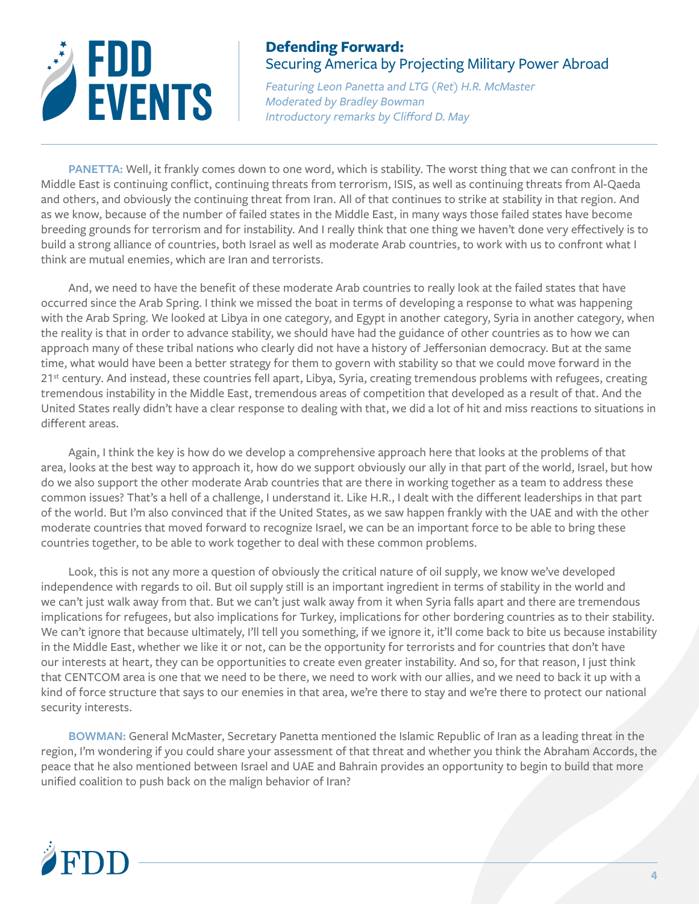**PANETTA:** Well, it frankly comes down to one word, which is stability. The worst thing that we can confront in the Middle East is continuing conflict, continuing threats from terrorism, ISIS, as well as continuing threats from Al-Qaeda and others, and obviously the continuing threat from Iran. All of that continues to strike at stability in that region. And as we know, because of the number of failed states in the Middle East, in many ways those failed states have become breeding grounds for terrorism and for instability. And I really think that one thing we haven't done very effectively is to build a strong alliance of countries, both Israel as well as moderate Arab countries, to work with us to confront what I think are mutual enemies, which are Iran and terrorists.

And, we need to have the benefit of these moderate Arab countries to really look at the failed states that have occurred since the Arab Spring. I think we missed the boat in terms of developing a response to what was happening with the Arab Spring. We looked at Libya in one category, and Egypt in another category, Syria in another category, when the reality is that in order to advance stability, we should have had the guidance of other countries as to how we can approach many of these tribal nations who clearly did not have a history of Jeffersonian democracy. But at the same time, what would have been a better strategy for them to govern with stability so that we could move forward in the 21st century. And instead, these countries fell apart, Libya, Syria, creating tremendous problems with refugees, creating tremendous instability in the Middle East, tremendous areas of competition that developed as a result of that. And the United States really didn't have a clear response to dealing with that, we did a lot of hit and miss reactions to situations in different areas.

Again, I think the key is how do we develop a comprehensive approach here that looks at the problems of that area, looks at the best way to approach it, how do we support obviously our ally in that part of the world, Israel, but how do we also support the other moderate Arab countries that are there in working together as a team to address these common issues? That's a hell of a challenge, I understand it. Like H.R., I dealt with the different leaderships in that part of the world. But I'm also convinced that if the United States, as we saw happen frankly with the UAE and with the other moderate countries that moved forward to recognize Israel, we can be an important force to be able to bring these countries together, to be able to work together to deal with these common problems.

Look, this is not any more a question of obviously the critical nature of oil supply, we know we've developed independence with regards to oil. But oil supply still is an important ingredient in terms of stability in the world and we can't just walk away from that. But we can't just walk away from it when Syria falls apart and there are tremendous implications for refugees, but also implications for Turkey, implications for other bordering countries as to their stability. We can't ignore that because ultimately, I'll tell you something, if we ignore it, it'll come back to bite us because instability in the Middle East, whether we like it or not, can be the opportunity for terrorists and for countries that don't have our interests at heart, they can be opportunities to create even greater instability. And so, for that reason, I just think that CENTCOM area is one that we need to be there, we need to work with our allies, and we need to back it up with a kind of force structure that says to our enemies in that area, we're there to stay and we're there to protect our national security interests.

**BOWMAN:** General McMaster, Secretary Panetta mentioned the Islamic Republic of Iran as a leading threat in the region, I'm wondering if you could share your assessment of that threat and whether you think the Abraham Accords, the peace that he also mentioned between Israel and UAE and Bahrain provides an opportunity to begin to build that more unified coalition to push back on the malign behavior of Iran?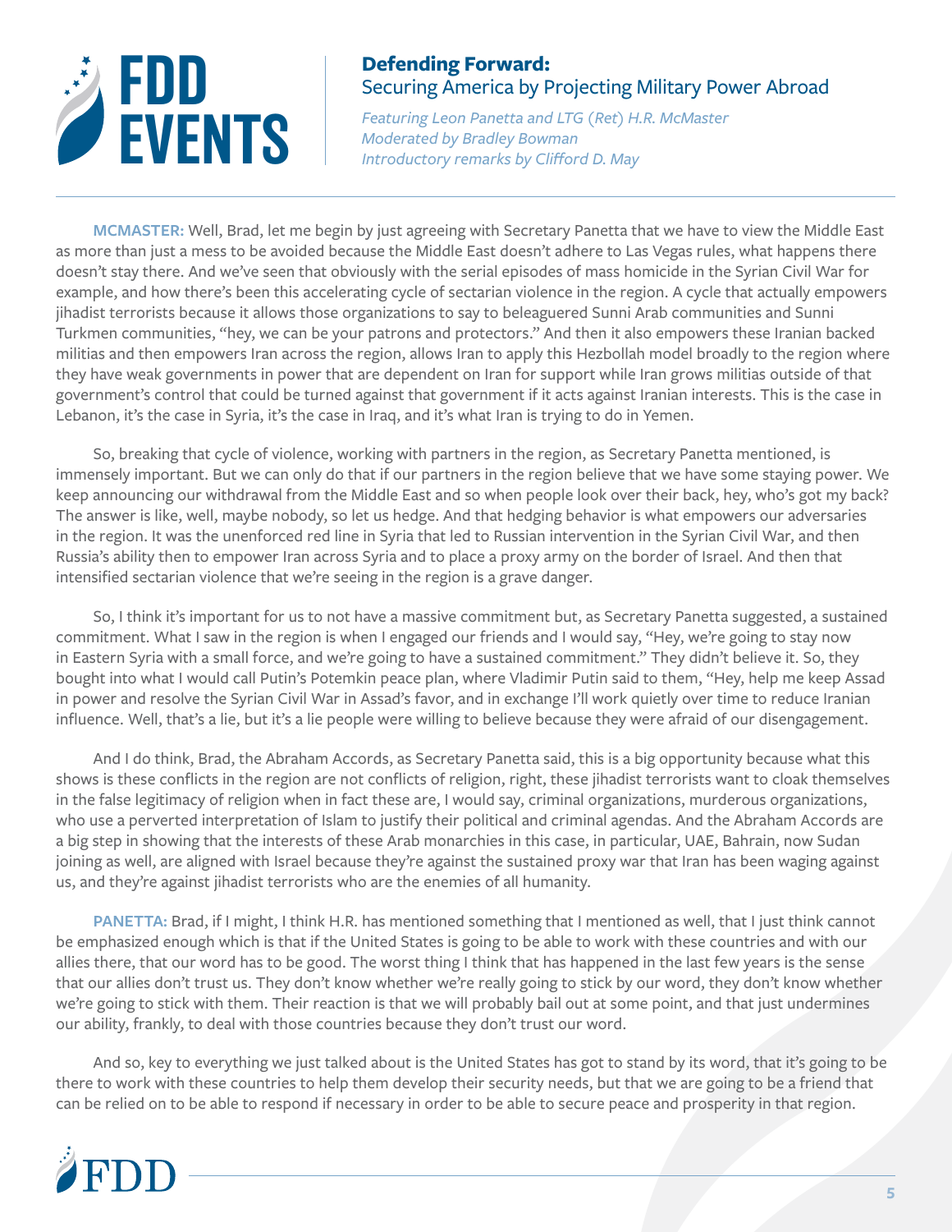**MCMASTER:** Well, Brad, let me begin by just agreeing with Secretary Panetta that we have to view the Middle East as more than just a mess to be avoided because the Middle East doesn't adhere to Las Vegas rules, what happens there doesn't stay there. And we've seen that obviously with the serial episodes of mass homicide in the Syrian Civil War for example, and how there's been this accelerating cycle of sectarian violence in the region. A cycle that actually empowers jihadist terrorists because it allows those organizations to say to beleaguered Sunni Arab communities and Sunni Turkmen communities, "hey, we can be your patrons and protectors." And then it also empowers these Iranian backed militias and then empowers Iran across the region, allows Iran to apply this Hezbollah model broadly to the region where they have weak governments in power that are dependent on Iran for support while Iran grows militias outside of that government's control that could be turned against that government if it acts against Iranian interests. This is the case in Lebanon, it's the case in Syria, it's the case in Iraq, and it's what Iran is trying to do in Yemen.

So, breaking that cycle of violence, working with partners in the region, as Secretary Panetta mentioned, is immensely important. But we can only do that if our partners in the region believe that we have some staying power. We keep announcing our withdrawal from the Middle East and so when people look over their back, hey, who's got my back? The answer is like, well, maybe nobody, so let us hedge. And that hedging behavior is what empowers our adversaries in the region. It was the unenforced red line in Syria that led to Russian intervention in the Syrian Civil War, and then Russia's ability then to empower Iran across Syria and to place a proxy army on the border of Israel. And then that intensified sectarian violence that we're seeing in the region is a grave danger.

So, I think it's important for us to not have a massive commitment but, as Secretary Panetta suggested, a sustained commitment. What I saw in the region is when I engaged our friends and I would say, "Hey, we're going to stay now in Eastern Syria with a small force, and we're going to have a sustained commitment." They didn't believe it. So, they bought into what I would call Putin's Potemkin peace plan, where Vladimir Putin said to them, "Hey, help me keep Assad in power and resolve the Syrian Civil War in Assad's favor, and in exchange I'll work quietly over time to reduce Iranian influence. Well, that's a lie, but it's a lie people were willing to believe because they were afraid of our disengagement.

And I do think, Brad, the Abraham Accords, as Secretary Panetta said, this is a big opportunity because what this shows is these conflicts in the region are not conflicts of religion, right, these jihadist terrorists want to cloak themselves in the false legitimacy of religion when in fact these are, I would say, criminal organizations, murderous organizations, who use a perverted interpretation of Islam to justify their political and criminal agendas. And the Abraham Accords are a big step in showing that the interests of these Arab monarchies in this case, in particular, UAE, Bahrain, now Sudan joining as well, are aligned with Israel because they're against the sustained proxy war that Iran has been waging against us, and they're against jihadist terrorists who are the enemies of all humanity.

**PANETTA:** Brad, if I might, I think H.R. has mentioned something that I mentioned as well, that I just think cannot be emphasized enough which is that if the United States is going to be able to work with these countries and with our allies there, that our word has to be good. The worst thing I think that has happened in the last few years is the sense that our allies don't trust us. They don't know whether we're really going to stick by our word, they don't know whether we're going to stick with them. Their reaction is that we will probably bail out at some point, and that just undermines our ability, frankly, to deal with those countries because they don't trust our word.

And so, key to everything we just talked about is the United States has got to stand by its word, that it's going to be there to work with these countries to help them develop their security needs, but that we are going to be a friend that can be relied on to be able to respond if necessary in order to be able to secure peace and prosperity in that region.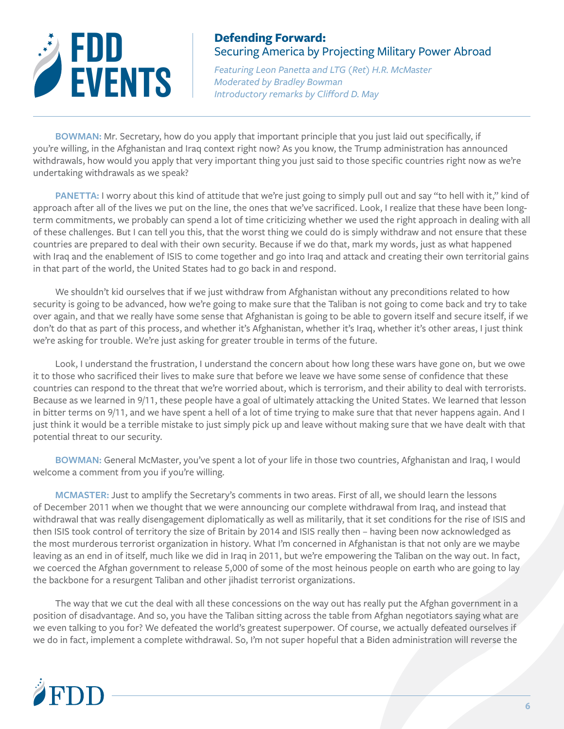**BOWMAN:** Mr. Secretary, how do you apply that important principle that you just laid out specifically, if you're willing, in the Afghanistan and Iraq context right now? As you know, the Trump administration has announced withdrawals, how would you apply that very important thing you just said to those specific countries right now as we're undertaking withdrawals as we speak?

**PANETTA:** I worry about this kind of attitude that we're just going to simply pull out and say "to hell with it," kind of approach after all of the lives we put on the line, the ones that we've sacrificed. Look, I realize that these have been long-term commitments, we probably can spend a lot of time criticizing whether we used the right approach in dealing with all of these challenges. But I can tell you this, that the worst thing we could do is simply withdraw and not ensure that these countries are prepared to deal with their own security. Because if we do that, mark my words, just as what happened with Iraq and the enablement of ISIS to come together and go into Iraq and attack and creating their own territorial gains in that part of the world, the United States had to go back in and respond.

We shouldn't kid ourselves that if we just withdraw from Afghanistan without any preconditions related to how security is going to be advanced, how we're going to make sure that the Taliban is not going to come back and try to take over again, and that we really have some sense that Afghanistan is going to be able to govern itself and secure itself, if we don't do that as part of this process, and whether it's Afghanistan, whether it's Iraq, whether it's other areas, I just think we're asking for trouble. We're just asking for greater trouble in terms of the future.

Look, I understand the frustration, I understand the concern about how long these wars have gone on, but we owe it to those who sacrificed their lives to make sure that before we leave we have some sense of confidence that these countries can respond to the threat that we're worried about, which is terrorism, and their ability to deal with terrorists. Because as we learned in 9/11, these people have a goal of ultimately attacking the United States. We learned that lesson in bitter terms on 9/11, and we have spent a hell of a lot of time trying to make sure that that never happens again. And I just think it would be a terrible mistake to just simply pick up and leave without making sure that we have dealt with that potential threat to our security.

**BOWMAN:** General McMaster, you've spent a lot of your life in those two countries, Afghanistan and Iraq, I would welcome a comment from you if you're willing.

**MCMASTER:** Just to amplify the Secretary's comments in two areas. First of all, we should learn the lessons of December 2011 when we thought that we were announcing our complete withdrawal from Iraq, and instead that withdrawal that was really disengagement diplomatically as well as militarily, that it set conditions for the rise of ISIS and then ISIS took control of territory the size of Britain by 2014 and ISIS really then – having been now acknowledged as the most murderous terrorist organization in history. What I'm concerned in Afghanistan is that not only are we maybe leaving as an end in of itself, much like we did in Iraq in 2011, but we're empowering the Taliban on the way out. In fact, we coerced the Afghan government to release 5,000 of some of the most heinous people on earth who are going to lay the backbone for a resurgent Taliban and other jihadist terrorist organizations.

The way that we cut the deal with all these concessions on the way out has really put the Afghan government in a position of disadvantage. And so, you have the Taliban sitting across the table from Afghan negotiators saying what are we even talking to you for? We defeated the world's greatest superpower. Of course, we actually defeated ourselves if we do in fact, implement a complete withdrawal. So, I'm not super hopeful that a Biden administration will reverse the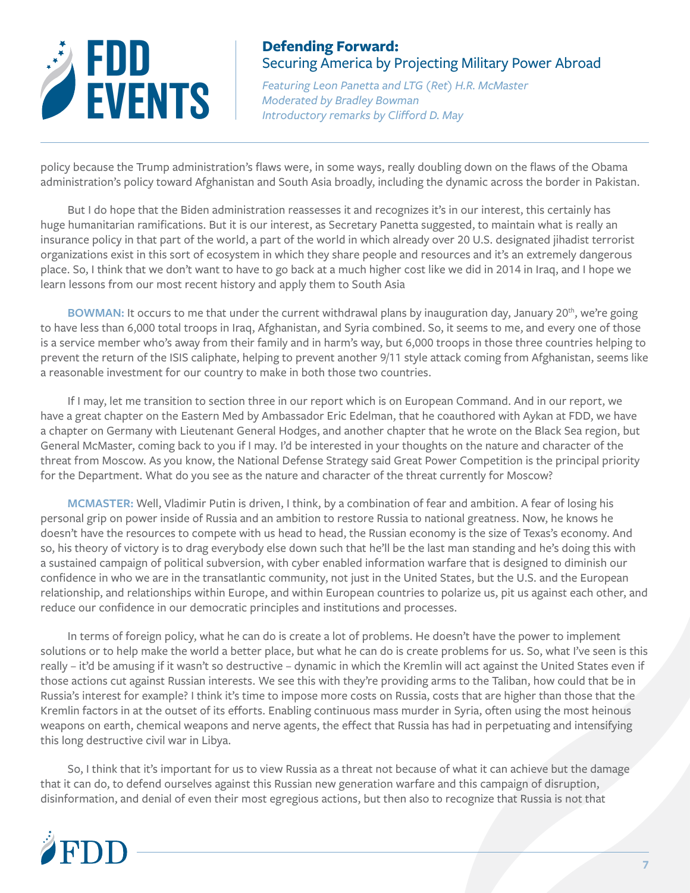policy because the Trump administration's flaws were, in some ways, really doubling down on the flaws of the Obama administration's policy toward Afghanistan and South Asia broadly, including the dynamic across the border in Pakistan.

But I do hope that the Biden administration reassesses it and recognizes it's in our interest, this certainly has huge humanitarian ramifications. But it is our interest, as Secretary Panetta suggested, to maintain what is really an insurance policy in that part of the world, a part of the world in which already over 20 U.S. designated jihadist terrorist organizations exist in this sort of ecosystem in which they share people and resources and it's an extremely dangerous place. So, I think that we don't want to have to go back at a much higher cost like we did in 2014 in Iraq, and I hope we learn lessons from our most recent history and apply them to South Asia

**BOWMAN:** It occurs to me that under the current withdrawal plans by inauguration day, January 20th, we're going to have less than 6,000 total troops in Iraq, Afghanistan, and Syria combined. So, it seems to me, and every one of those is a service member who's away from their family and in harm's way, but 6,000 troops in those three countries helping to prevent the return of the ISIS caliphate, helping to prevent another 9/11 style attack coming from Afghanistan, seems like a reasonable investment for our country to make in both those two countries.

If I may, let me transition to section three in our report which is on European Command. And in our report, we have a great chapter on the Eastern Med by Ambassador Eric Edelman, that he coauthored with Aykan at FDD, we have a chapter on Germany with Lieutenant General Hodges, and another chapter that he wrote on the Black Sea region, but General McMaster, coming back to you if I may. I'd be interested in your thoughts on the nature and character of the threat from Moscow. As you know, the National Defense Strategy said Great Power Competition is the principal priority for the Department. What do you see as the nature and character of the threat currently for Moscow?

**MCMASTER:** Well, Vladimir Putin is driven, I think, by a combination of fear and ambition. A fear of losing his personal grip on power inside of Russia and an ambition to restore Russia to national greatness. Now, he knows he doesn't have the resources to compete with us head to head, the Russian economy is the size of Texas's economy. And so, his theory of victory is to drag everybody else down such that he'll be the last man standing and he's doing this with a sustained campaign of political subversion, with cyber enabled information warfare that is designed to diminish our confidence in who we are in the transatlantic community, not just in the United States, but the U.S. and the European relationship, and relationships within Europe, and within European countries to polarize us, pit us against each other, and reduce our confidence in our democratic principles and institutions and processes.

In terms of foreign policy, what he can do is create a lot of problems. He doesn't have the power to implement solutions or to help make the world a better place, but what he can do is create problems for us. So, what I've seen is this really – it'd be amusing if it wasn't so destructive – dynamic in which the Kremlin will act against the United States even if those actions cut against Russian interests. We see this with they're providing arms to the Taliban, how could that be in Russia's interest for example? I think it's time to impose more costs on Russia, costs that are higher than those that the Kremlin factors in at the outset of its efforts. Enabling continuous mass murder in Syria, often using the most heinous weapons on earth, chemical weapons and nerve agents, the effect that Russia has had in perpetuating and intensifying this long destructive civil war in Libya.

So, I think that it's important for us to view Russia as a threat not because of what it can achieve but the damage that it can do, to defend ourselves against this Russian new generation warfare and this campaign of disruption, disinformation, and denial of even their most egregious actions, but then also to recognize that Russia is not that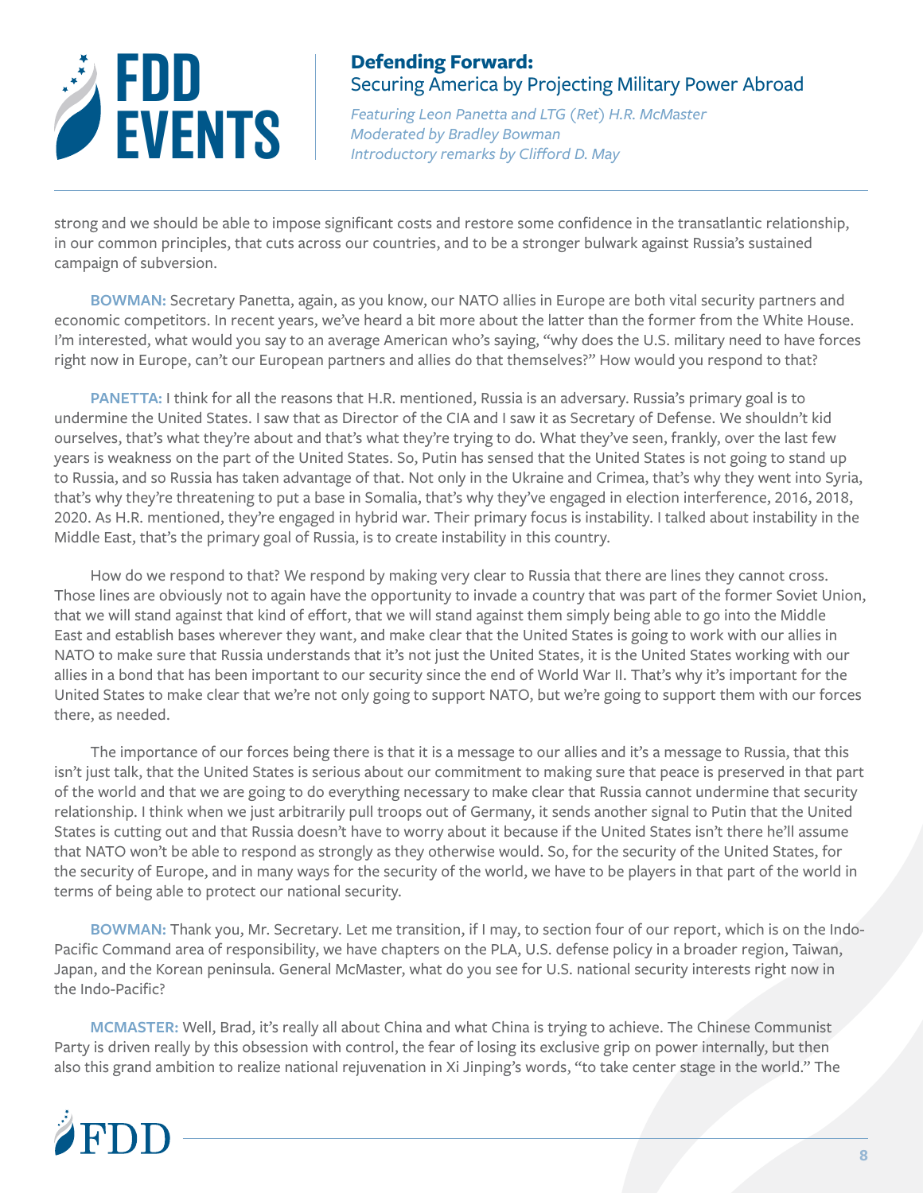strong and we should be able to impose significant costs and restore some confidence in the transatlantic relationship, in our common principles, that cuts across our countries, and to be a stronger bulwark against Russia's sustained campaign of subversion.

**BOWMAN:** Secretary Panetta, again, as you know, our NATO allies in Europe are both vital security partners and economic competitors. In recent years, we've heard a bit more about the latter than the former from the White House. I'm interested, what would you say to an average American who's saying, "why does the U.S. military need to have forces right now in Europe, can't our European partners and allies do that themselves?" How would you respond to that?

**PANETTA:** I think for all the reasons that H.R. mentioned, Russia is an adversary. Russia's primary goal is to undermine the United States. I saw that as Director of the CIA and I saw it as Secretary of Defense. We shouldn't kid ourselves, that's what they're about and that's what they're trying to do. What they've seen, frankly, over the last few years is weakness on the part of the United States. So, Putin has sensed that the United States is not going to stand up to Russia, and so Russia has taken advantage of that. Not only in the Ukraine and Crimea, that's why they went into Syria, that's why they're threatening to put a base in Somalia, that's why they've engaged in election interference, 2016, 2018, 2020. As H.R. mentioned, they're engaged in hybrid war. Their primary focus is instability. I talked about instability in the Middle East, that's the primary goal of Russia, is to create instability in this country.

How do we respond to that? We respond by making very clear to Russia that there are lines they cannot cross. Those lines are obviously not to again have the opportunity to invade a country that was part of the former Soviet Union, that we will stand against that kind of effort, that we will stand against them simply being able to go into the Middle East and establish bases wherever they want, and make clear that the United States is going to work with our allies in NATO to make sure that Russia understands that it's not just the United States, it is the United States working with our allies in a bond that has been important to our security since the end of World War II. That's why it's important for the United States to make clear that we're not only going to support NATO, but we're going to support them with our forces there, as needed.

The importance of our forces being there is that it is a message to our allies and it's a message to Russia, that this isn't just talk, that the United States is serious about our commitment to making sure that peace is preserved in that part of the world and that we are going to do everything necessary to make clear that Russia cannot undermine that security relationship. I think when we just arbitrarily pull troops out of Germany, it sends another signal to Putin that the United States is cutting out and that Russia doesn't have to worry about it because if the United States isn't there he'll assume that NATO won't be able to respond as strongly as they otherwise would. So, for the security of the United States, for the security of Europe, and in many ways for the security of the world, we have to be players in that part of the world in terms of being able to protect our national security.

**BOWMAN:** Thank you, Mr. Secretary. Let me transition, if I may, to section four of our report, which is on the Indo-Pacific Command area of responsibility, we have chapters on the PLA, U.S. defense policy in a broader region, Taiwan, Japan, and the Korean peninsula. General McMaster, what do you see for U.S. national security interests right now in the Indo-Pacific?

**MCMASTER:** Well, Brad, it's really all about China and what China is trying to achieve. The Chinese Communist Party is driven really by this obsession with control, the fear of losing its exclusive grip on power internally, but then also this grand ambition to realize national rejuvenation in Xi Jinping's words, "to take center stage in the world." The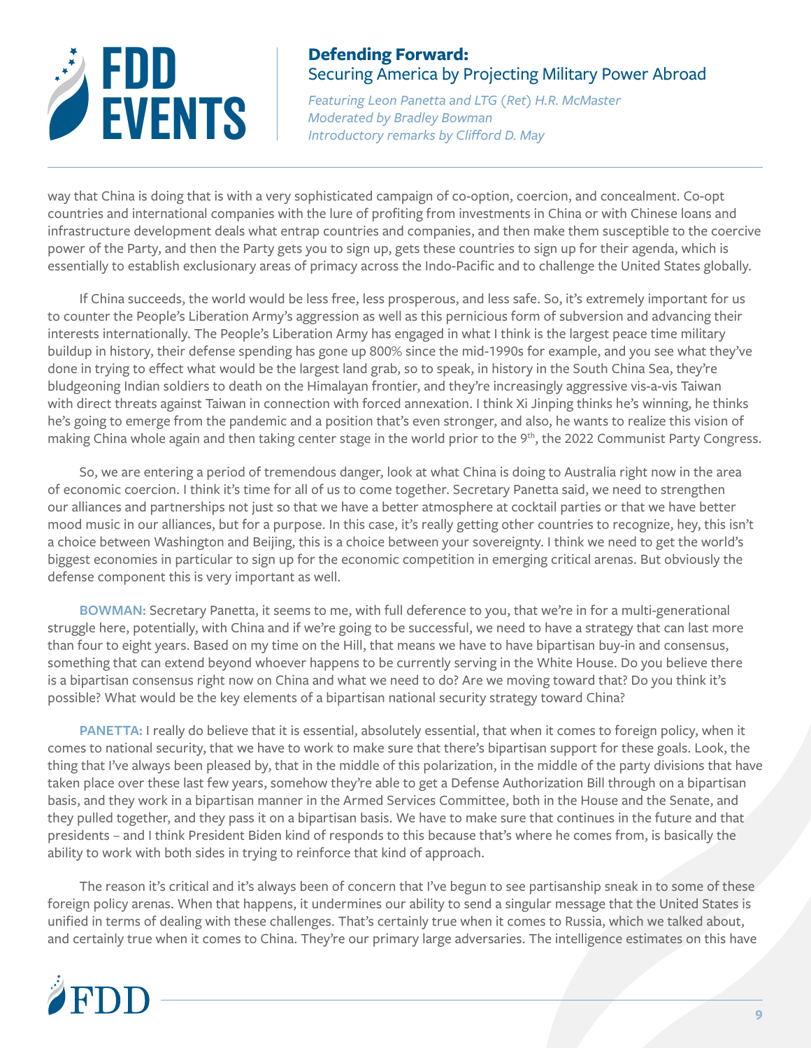way that China is doing that is with a very sophisticated campaign of co-option, coercion, and concealment. Co-opt countries and international companies with the lure of profiting from investments in China or with Chinese loans and infrastructure development deals what entrap countries and companies, and then make them susceptible to the coercive power of the Party, and then the Party gets you to sign up, gets these countries to sign up for their agenda, which is essentially to establish exclusionary areas of primacy across the Indo-Pacific and to challenge the United States globally.

If China succeeds, the world would be less free, less prosperous, and less safe. So, it's extremely important for us to counter the People's Liberation Army's aggression as well as this pernicious form of subversion and advancing their interests internationally. The People's Liberation Army has engaged in what I think is the largest peace time military buildup in history, their defense spending has gone up 800% since the mid-1990s for example, and you see what they've done in trying to effect what would be the largest land grab, so to speak, in history in the South China Sea, they're bludgeoning Indian soldiers to death on the Himalayan frontier, and they're increasingly aggressive vis-a-vis Taiwan with direct threats against Taiwan in connection with forced annexation. I think Xi Jinping thinks he's winning, he thinks he's going to emerge from the pandemic and a position that's even stronger, and also, he wants to realize this vision of making China whole again and then taking center stage in the world prior to the 9th, the 2022 Communist Party Congress.

So, we are entering a period of tremendous danger, look at what China is doing to Australia right now in the area of economic coercion. I think it's time for all of us to come together. Secretary Panetta said, we need to strengthen our alliances and partnerships not just so that we have a better atmosphere at cocktail parties or that we have better mood music in our alliances, but for a purpose. In this case, it's really getting other countries to recognize, hey, this isn't a choice between Washington and Beijing, this is a choice between your sovereignty. I think we need to get the world's biggest economies in particular to sign up for the economic competition in emerging critical arenas. But obviously the defense component this is very important as well.

**BOWMAN:** Secretary Panetta, it seems to me, with full deference to you, that we're in for a multi-generational struggle here, potentially, with China and if we're going to be successful, we need to have a strategy that can last more than four to eight years. Based on my time on the Hill, that means we have to have bipartisan buy-in and consensus, something that can extend beyond whoever happens to be currently serving in the White House. Do you believe there is a bipartisan consensus right now on China and what we need to do? Are we moving toward that? Do you think it's possible? What would be the key elements of a bipartisan national security strategy toward China?

**PANETTA:** I really do believe that it is essential, absolutely essential, that when it comes to foreign policy, when it comes to national security, that we have to work to make sure that there's bipartisan support for these goals. Look, the thing that I've always been pleased by, that in the middle of this polarization, in the middle of the party divisions that have taken place over these last few years, somehow they're able to get a Defense Authorization Bill through on a bipartisan basis, and they work in a bipartisan manner in the Armed Services Committee, both in the House and the Senate, and they pulled together, and they pass it on a bipartisan basis. We have to make sure that continues in the future and that presidents – and I think President Biden kind of responds to this because that's where he comes from, is basically the ability to work with both sides in trying to reinforce that kind of approach.

The reason it's critical and it's always been of concern that I've begun to see partisanship sneak in to some of these foreign policy arenas. When that happens, it undermines our ability to send a singular message that the United States is unified in terms of dealing with these challenges. That's certainly true when it comes to Russia, which we talked about, and certainly true when it comes to China. They're our primary large adversaries. The intelligence estimates on this have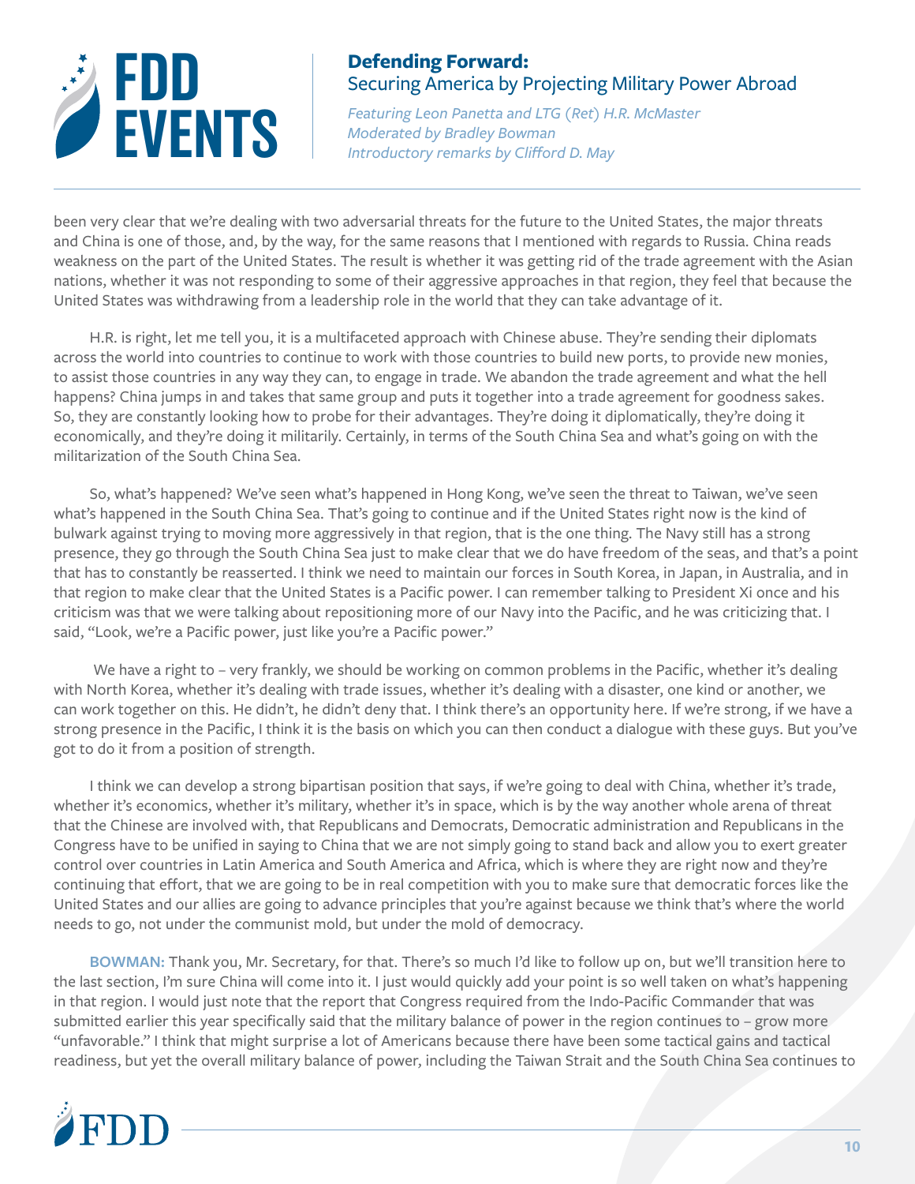been very clear that we're dealing with two adversarial threats for the future to the United States, the major threats and China is one of those, and, by the way, for the same reasons that I mentioned with regards to Russia. China reads weakness on the part of the United States. The result is whether it was getting rid of the trade agreement with the Asian nations, whether it was not responding to some of their aggressive approaches in that region, they feel that because the United States was withdrawing from a leadership role in the world that they can take advantage of it.

H.R. is right, let me tell you, it is a multifaceted approach with Chinese abuse. They're sending their diplomats across the world into countries to continue to work with those countries to build new ports, to provide new monies, to assist those countries in any way they can, to engage in trade. We abandon the trade agreement and what the hell happens? China jumps in and takes that same group and puts it together into a trade agreement for goodness sakes. So, they are constantly looking how to probe for their advantages. They're doing it diplomatically, they're doing it economically, and they're doing it militarily. Certainly, in terms of the South China Sea and what's going on with the militarization of the South China Sea.

So, what's happened? We've seen what's happened in Hong Kong, we've seen the threat to Taiwan, we've seen what's happened in the South China Sea. That's going to continue and if the United States right now is the kind of bulwark against trying to moving more aggressively in that region, that is the one thing. The Navy still has a strong presence, they go through the South China Sea just to make clear that we do have freedom of the seas, and that's a point that has to constantly be reasserted. I think we need to maintain our forces in South Korea, in Japan, in Australia, and in that region to make clear that the United States is a Pacific power. I can remember talking to President Xi once and his criticism was that we were talking about repositioning more of our Navy into the Pacific, and he was criticizing that. I said, "Look, we're a Pacific power, just like you're a Pacific power."

We have a right to – very frankly, we should be working on common problems in the Pacific, whether it's dealing with North Korea, whether it's dealing with trade issues, whether it's dealing with a disaster, one kind or another, we can work together on this. He didn't, he didn't deny that. I think there's an opportunity here. If we're strong, if we have a strong presence in the Pacific, I think it is the basis on which you can then conduct a dialogue with these guys. But you've got to do it from a position of strength.

I think we can develop a strong bipartisan position that says, if we're going to deal with China, whether it's trade, whether it's economics, whether it's military, whether it's in space, which is by the way another whole arena of threat that the Chinese are involved with, that Republicans and Democrats, Democratic administration and Republicans in the Congress have to be unified in saying to China that we are not simply going to stand back and allow you to exert greater control over countries in Latin America and South America and Africa, which is where they are right now and they're continuing that effort, that we are going to be in real competition with you to make sure that democratic forces like the United States and our allies are going to advance principles that you're against because we think that's where the world needs to go, not under the communist mold, but under the mold of democracy.

**BOWMAN:** Thank you, Mr. Secretary, for that. There's so much I'd like to follow up on, but we'll transition here to the last section, I'm sure China will come into it. I just would quickly add your point is so well taken on what's happening in that region. I would just note that the report that Congress required from the Indo-Pacific Commander that was submitted earlier this year specifically said that the military balance of power in the region continues to – grow more "unfavorable." I think that might surprise a lot of Americans because there have been some tactical gains and tactical readiness, but yet the overall military balance of power, including the Taiwan Strait and the South China Sea continues to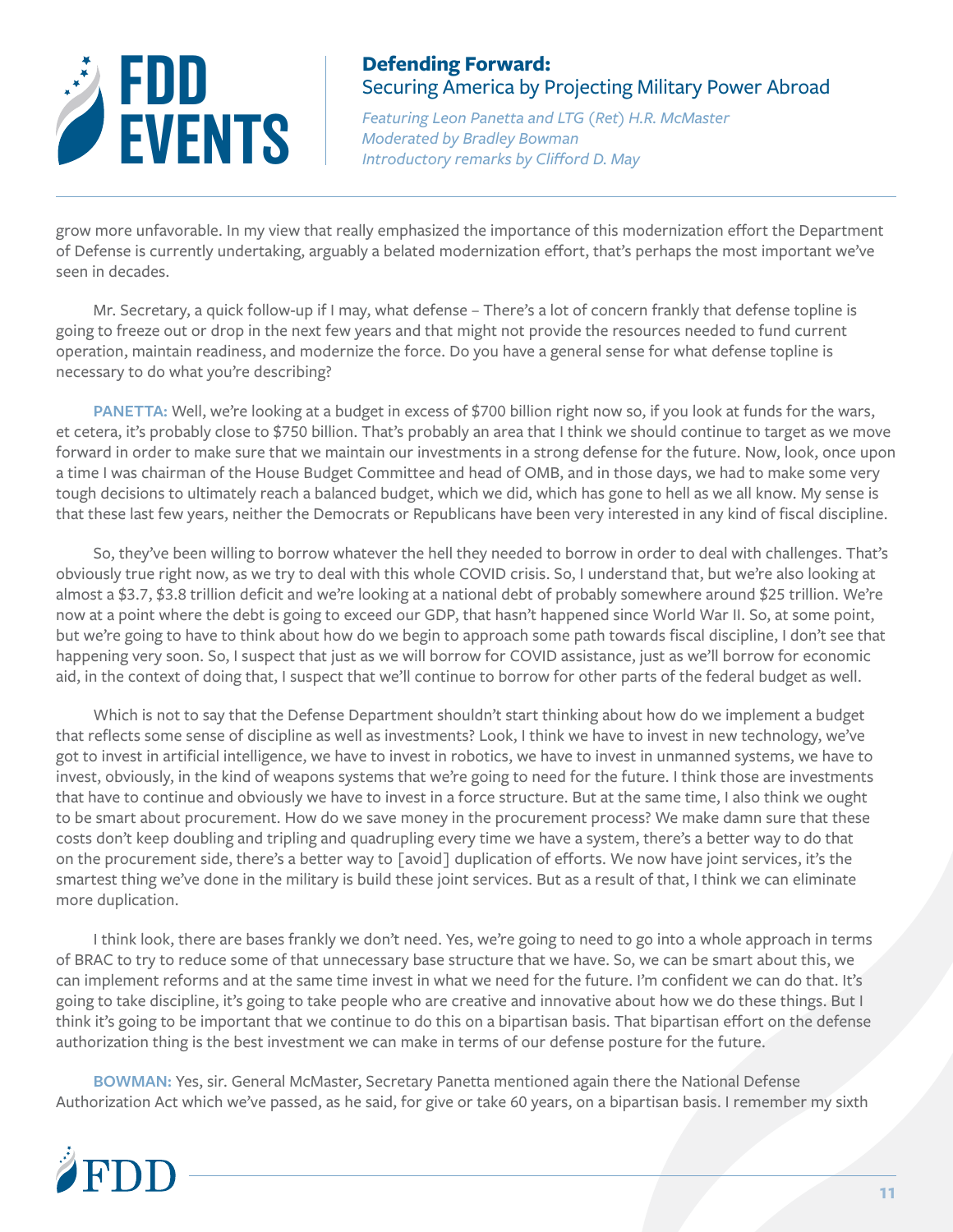grow more unfavorable. In my view that really emphasized the importance of this modernization effort the Department of Defense is currently undertaking, arguably a belated modernization effort, that's perhaps the most important we've seen in decades.

Mr. Secretary, a quick follow-up if I may, what defense – There's a lot of concern frankly that defense topline is going to freeze out or drop in the next few years and that might not provide the resources needed to fund current operation, maintain readiness, and modernize the force. Do you have a general sense for what defense topline is necessary to do what you're describing?

**PANETTA:** Well, we're looking at a budget in excess of $700 billion right now so, if you look at funds for the wars, et cetera, it's probably close to $750 billion. That's probably an area that I think we should continue to target as we move forward in order to make sure that we maintain our investments in a strong defense for the future. Now, look, once upon a time I was chairman of the House Budget Committee and head of OMB, and in those days, we had to make some very tough decisions to ultimately reach a balanced budget, which we did, which has gone to hell as we all know. My sense is that these last few years, neither the Democrats or Republicans have been very interested in any kind of fiscal discipline.

So, they've been willing to borrow whatever the hell they needed to borrow in order to deal with challenges. That's obviously true right now, as we try to deal with this whole COVID crisis. So, I understand that, but we're also looking at almost a $3.7, $3.8 trillion deficit and we're looking at a national debt of probably somewhere around $25 trillion. We're now at a point where the debt is going to exceed our GDP, that hasn't happened since World War II. So, at some point, but we're going to have to think about how do we begin to approach some path towards fiscal discipline, I don't see that happening very soon. So, I suspect that just as we will borrow for COVID assistance, just as we'll borrow for economic aid, in the context of doing that, I suspect that we'll continue to borrow for other parts of the federal budget as well.

Which is not to say that the Defense Department shouldn't start thinking about how do we implement a budget that reflects some sense of discipline as well as investments? Look, I think we have to invest in new technology, we've got to invest in artificial intelligence, we have to invest in robotics, we have to invest in unmanned systems, we have to invest, obviously, in the kind of weapons systems that we're going to need for the future. I think those are investments that have to continue and obviously we have to invest in a force structure. But at the same time, I also think we ought to be smart about procurement. How do we save money in the procurement process? We make damn sure that these costs don't keep doubling and tripling and quadrupling every time we have a system, there's a better way to do that on the procurement side, there's a better way to [avoid] duplication of efforts. We now have joint services, it's the smartest thing we've done in the military is build these joint services. But as a result of that, I think we can eliminate more duplication.

I think look, there are bases frankly we don't need. Yes, we're going to need to go into a whole approach in terms of BRAC to try to reduce some of that unnecessary base structure that we have. So, we can be smart about this, we can implement reforms and at the same time invest in what we need for the future. I'm confident we can do that. It's going to take discipline, it's going to take people who are creative and innovative about how we do these things. But I think it's going to be important that we continue to do this on a bipartisan basis. That bipartisan effort on the defense authorization thing is the best investment we can make in terms of our defense posture for the future.

**BOWMAN:** Yes, sir. General McMaster, Secretary Panetta mentioned again there the National Defense Authorization Act which we've passed, as he said, for give or take 60 years, on a bipartisan basis. I remember my sixth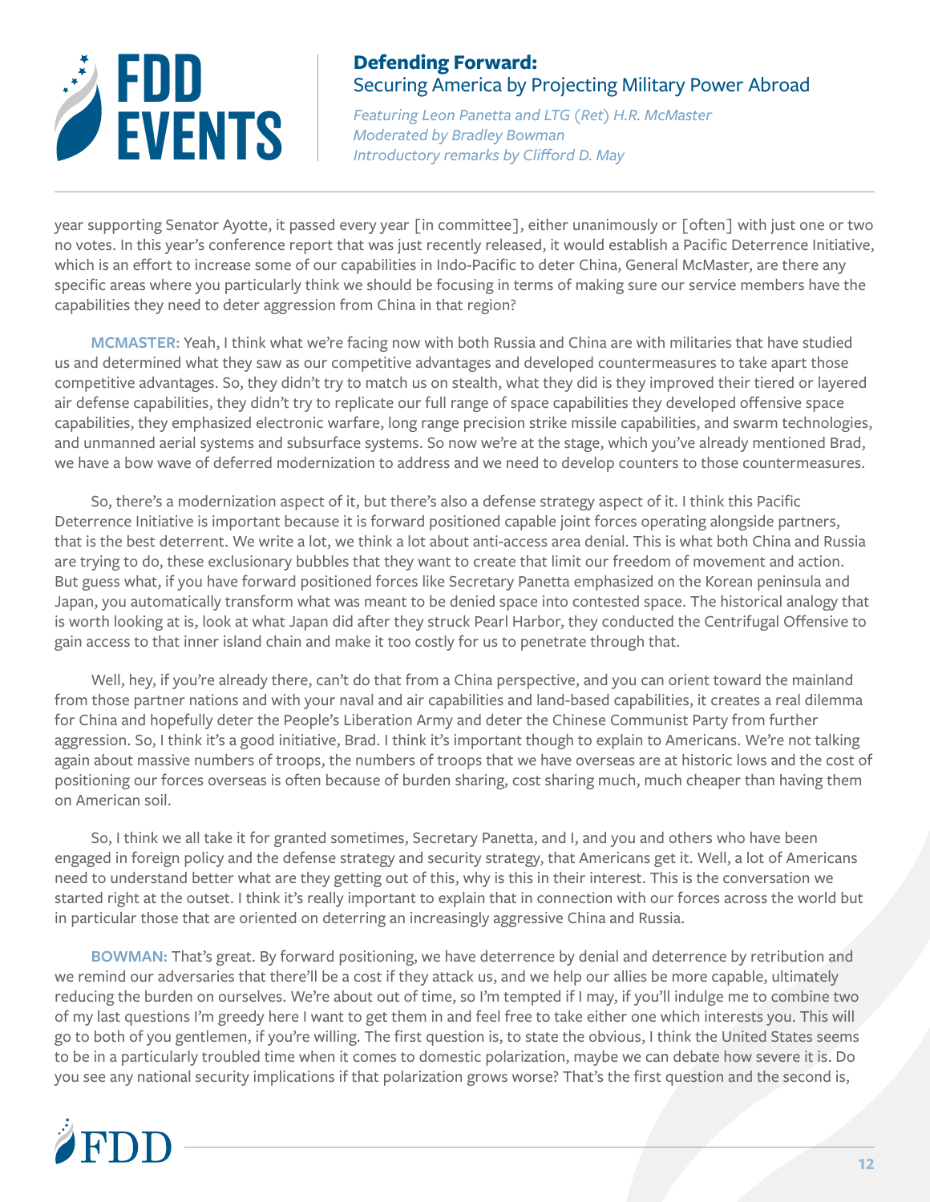year supporting Senator Ayotte, it passed every year [in committee], either unanimously or [often] with just one or two no votes. In this year's conference report that was just recently released, it would establish a Pacific Deterrence Initiative, which is an effort to increase some of our capabilities in Indo-Pacific to deter China, General McMaster, are there any specific areas where you particularly think we should be focusing in terms of making sure our service members have the capabilities they need to deter aggression from China in that region?

**MCMASTER:** Yeah, I think what we're facing now with both Russia and China are with militaries that have studied us and determined what they saw as our competitive advantages and developed countermeasures to take apart those competitive advantages. So, they didn't try to match us on stealth, what they did is they improved their tiered or layered air defense capabilities, they didn't try to replicate our full range of space capabilities they developed offensive space capabilities, they emphasized electronic warfare, long range precision strike missile capabilities, and swarm technologies, and unmanned aerial systems and subsurface systems. So now we're at the stage, which you've already mentioned Brad, we have a bow wave of deferred modernization to address and we need to develop counters to those countermeasures.

So, there's a modernization aspect of it, but there's also a defense strategy aspect of it. I think this Pacific Deterrence Initiative is important because it is forward positioned capable joint forces operating alongside partners, that is the best deterrent. We write a lot, we think a lot about anti-access area denial. This is what both China and Russia are trying to do, these exclusionary bubbles that they want to create that limit our freedom of movement and action. But guess what, if you have forward positioned forces like Secretary Panetta emphasized on the Korean peninsula and Japan, you automatically transform what was meant to be denied space into contested space. The historical analogy that is worth looking at is, look at what Japan did after they struck Pearl Harbor, they conducted the Centrifugal Offensive to gain access to that inner island chain and make it too costly for us to penetrate through that.

Well, hey, if you're already there, can't do that from a China perspective, and you can orient toward the mainland from those partner nations and with your naval and air capabilities and land-based capabilities, it creates a real dilemma for China and hopefully deter the People's Liberation Army and deter the Chinese Communist Party from further aggression. So, I think it's a good initiative, Brad. I think it's important though to explain to Americans. We're not talking again about massive numbers of troops, the numbers of troops that we have overseas are at historic lows and the cost of positioning our forces overseas is often because of burden sharing, cost sharing much, much cheaper than having them on American soil.

So, I think we all take it for granted sometimes, Secretary Panetta, and I, and you and others who have been engaged in foreign policy and the defense strategy and security strategy, that Americans get it. Well, a lot of Americans need to understand better what are they getting out of this, why is this in their interest. This is the conversation we started right at the outset. I think it's really important to explain that in connection with our forces across the world but in particular those that are oriented on deterring an increasingly aggressive China and Russia.

**BOWMAN:** That's great. By forward positioning, we have deterrence by denial and deterrence by retribution and we remind our adversaries that there'll be a cost if they attack us, and we help our allies be more capable, ultimately reducing the burden on ourselves. We're about out of time, so I'm tempted if I may, if you'll indulge me to combine two of my last questions I'm greedy here I want to get them in and feel free to take either one which interests you. This will go to both of you gentlemen, if you're willing. The first question is, to state the obvious, I think the United States seems to be in a particularly troubled time when it comes to domestic polarization, maybe we can debate how severe it is. Do you see any national security implications if that polarization grows worse? That's the first question and the second is,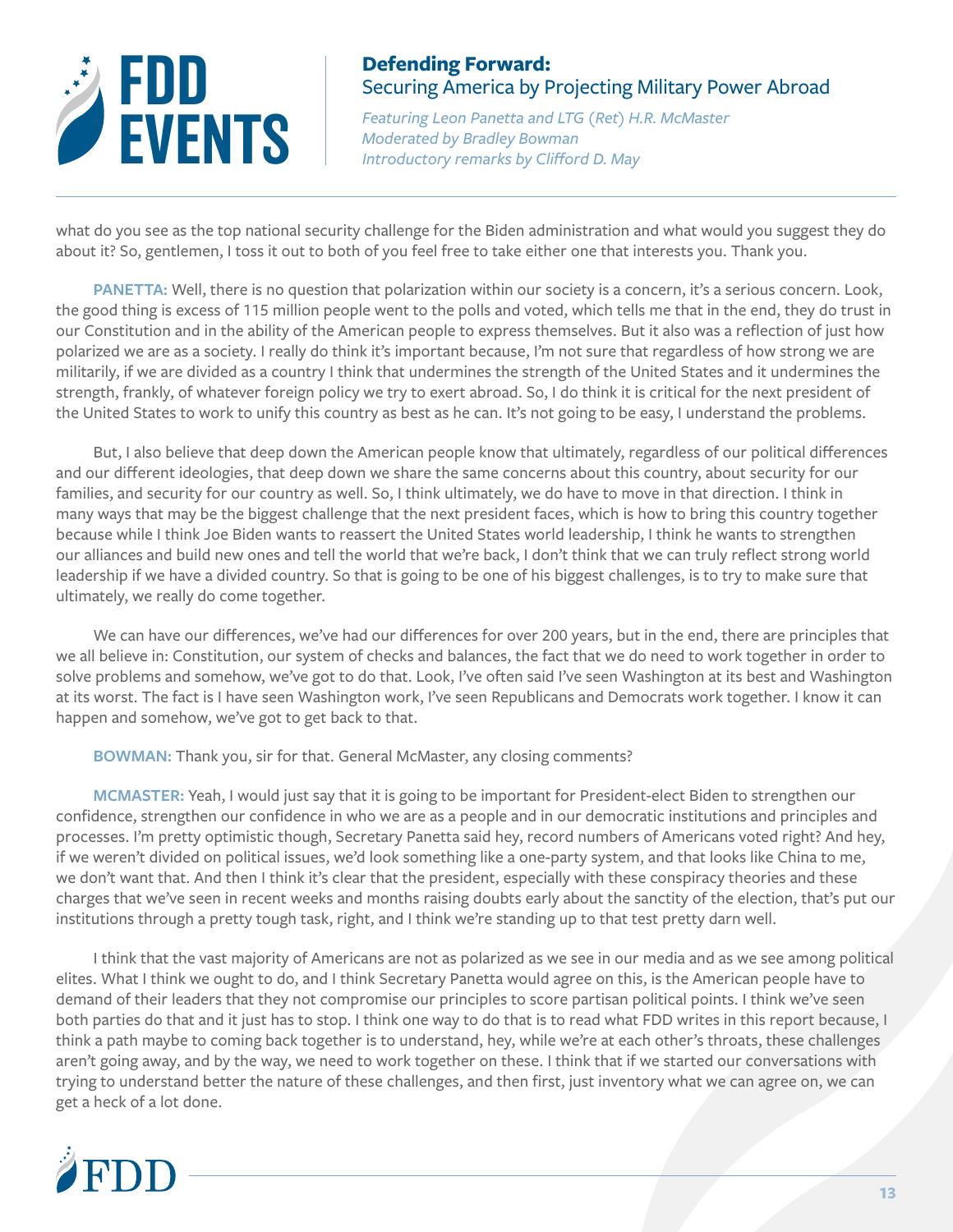what do you see as the top national security challenge for the Biden administration and what would you suggest they do about it? So, gentlemen, I toss it out to both of you feel free to take either one that interests you. Thank you.

**PANETTA:** Well, there is no question that polarization within our society is a concern, it's a serious concern. Look, the good thing is excess of 115 million people went to the polls and voted, which tells me that in the end, they do trust in our Constitution and in the ability of the American people to express themselves. But it also was a reflection of just how polarized we are as a society. I really do think it's important because, I'm not sure that regardless of how strong we are militarily, if we are divided as a country I think that undermines the strength of the United States and it undermines the strength, frankly, of whatever foreign policy we try to exert abroad. So, I do think it is critical for the next president of the United States to work to unify this country as best as he can. It's not going to be easy, I understand the problems.

But, I also believe that deep down the American people know that ultimately, regardless of our political differences and our different ideologies, that deep down we share the same concerns about this country, about security for our families, and security for our country as well. So, I think ultimately, we do have to move in that direction. I think in many ways that may be the biggest challenge that the next president faces, which is how to bring this country together because while I think Joe Biden wants to reassert the United States world leadership, I think he wants to strengthen our alliances and build new ones and tell the world that we're back, I don't think that we can truly reflect strong world leadership if we have a divided country. So that is going to be one of his biggest challenges, is to try to make sure that ultimately, we really do come together.

We can have our differences, we've had our differences for over 200 years, but in the end, there are principles that we all believe in: Constitution, our system of checks and balances, the fact that we do need to work together in order to solve problems and somehow, we've got to do that. Look, I've often said I've seen Washington at its best and Washington at its worst. The fact is I have seen Washington work, I've seen Republicans and Democrats work together. I know it can happen and somehow, we've got to get back to that.

**BOWMAN:** Thank you, sir for that. General McMaster, any closing comments?

**MCMASTER:** Yeah, I would just say that it is going to be important for President-elect Biden to strengthen our confidence, strengthen our confidence in who we are as a people and in our democratic institutions and principles and processes. I'm pretty optimistic though, Secretary Panetta said hey, record numbers of Americans voted right? And hey, if we weren't divided on political issues, we'd look something like a one-party system, and that looks like China to me, we don't want that. And then I think it's clear that the president, especially with these conspiracy theories and these charges that we've seen in recent weeks and months raising doubts early about the sanctity of the election, that's put our institutions through a pretty tough task, right, and I think we're standing up to that test pretty darn well.

I think that the vast majority of Americans are not as polarized as we see in our media and as we see among political elites. What I think we ought to do, and I think Secretary Panetta would agree on this, is the American people have to demand of their leaders that they not compromise our principles to score partisan political points. I think we've seen both parties do that and it just has to stop. I think one way to do that is to read what FDD writes in this report because, I think a path maybe to coming back together is to understand, hey, while we're at each other's throats, these challenges aren't going away, and by the way, we need to work together on these. I think that if we started our conversations with trying to understand better the nature of these challenges, and then first, just inventory what we can agree on, we can get a heck of a lot done.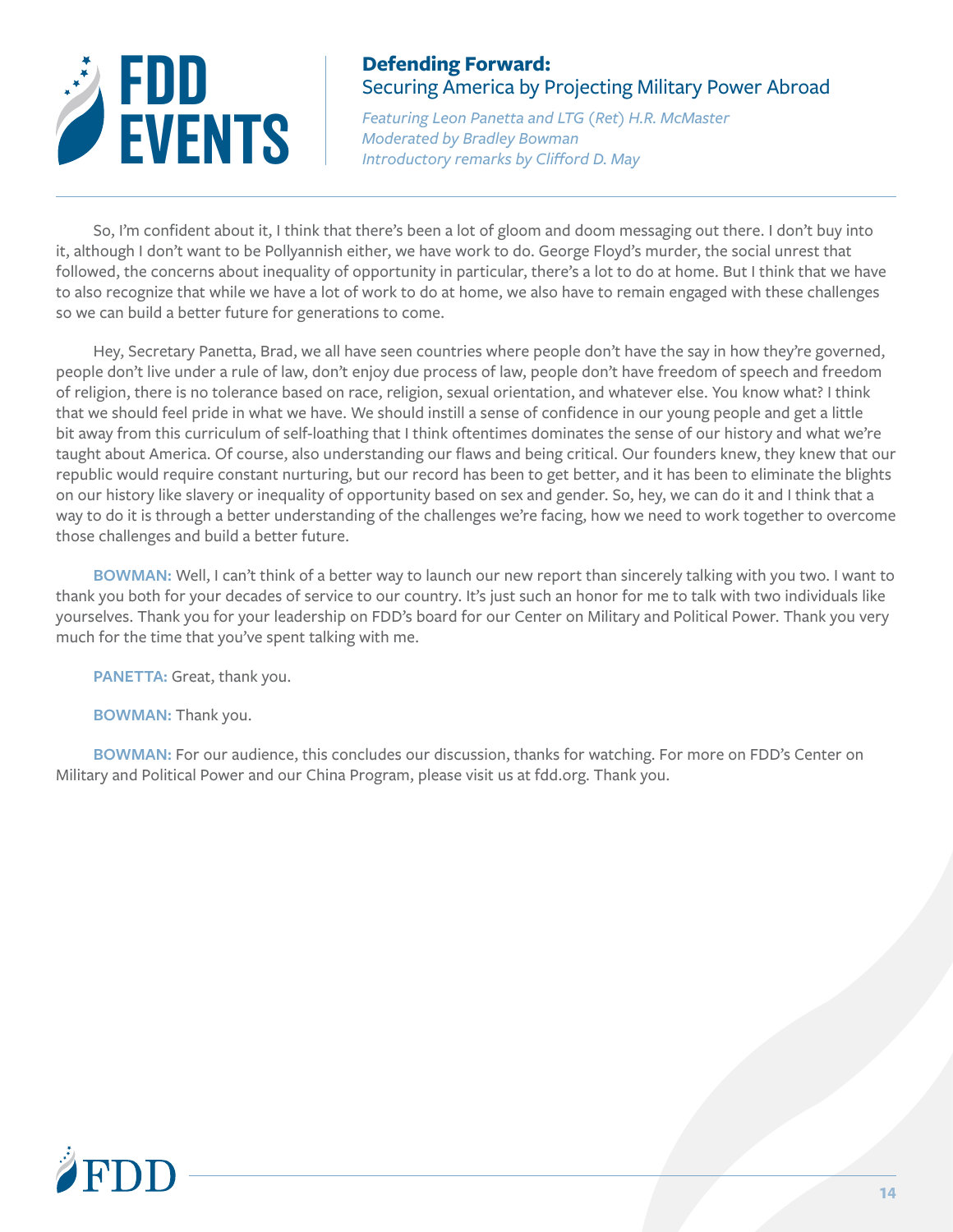So, I'm confident about it, I think that there's been a lot of gloom and doom messaging out there. I don't buy into it, although I don't want to be Pollyannish either, we have work to do. George Floyd's murder, the social unrest that followed, the concerns about inequality of opportunity in particular, there's a lot to do at home. But I think that we have to also recognize that while we have a lot of work to do at home, we also have to remain engaged with these challenges so we can build a better future for generations to come.

Hey, Secretary Panetta, Brad, we all have seen countries where people don't have the say in how they're governed, people don't live under a rule of law, don't enjoy due process of law, people don't have freedom of speech and freedom of religion, there is no tolerance based on race, religion, sexual orientation, and whatever else. You know what? I think that we should feel pride in what we have. We should instill a sense of confidence in our young people and get a little bit away from this curriculum of self-loathing that I think oftentimes dominates the sense of our history and what we're taught about America. Of course, also understanding our flaws and being critical. Our founders knew, they knew that our republic would require constant nurturing, but our record has been to get better, and it has been to eliminate the blights on our history like slavery or inequality of opportunity based on sex and gender. So, hey, we can do it and I think that a way to do it is through a better understanding of the challenges we're facing, how we need to work together to overcome those challenges and build a better future.

**BOWMAN:** Well, I can't think of a better way to launch our new report than sincerely talking with you two. I want to thank you both for your decades of service to our country. It's just such an honor for me to talk with two individuals like yourselves. Thank you for your leadership on FDD's board for our Center on Military and Political Power. Thank you very much for the time that you've spent talking with me.

**PANETTA:** Great, thank you.

**BOWMAN:** Thank you.

**BOWMAN:** For our audience, this concludes our discussion, thanks for watching. For more on FDD's Center on Military and Political Power and our China Program, please visit us at fdd.org. Thank you.